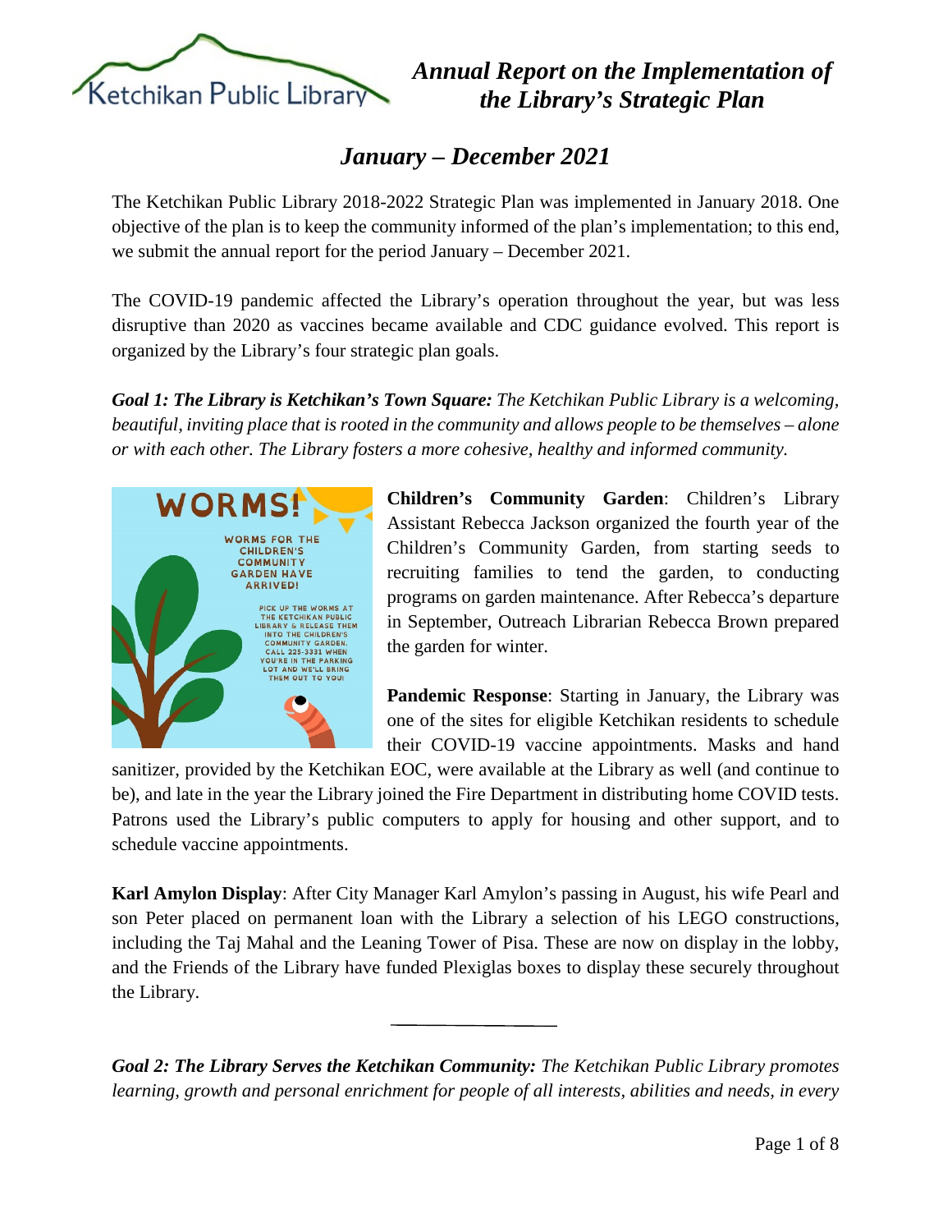# *Annual Report on the Implementation of the Library's Strategic Plan*

## *January – December 2021*

The Ketchikan Public Library 2018-2022 Strategic Plan was implemented in January 2018. One objective of the plan is to keep the community informed of the plan's implementation; to this end, we submit the annual report for the period January – December 2021.

The COVID-19 pandemic affected the Library's operation throughout the year, but was less disruptive than 2020 as vaccines became available and CDC guidance evolved. This report is organized by the Library's four strategic plan goals.

***Goal 1: The Library is Ketchikan's Town Square:*** *The Ketchikan Public Library is a welcoming, beautiful, inviting place that is rooted in the community and allows people to be themselves – alone or with each other. The Library fosters a more cohesive, healthy and informed community.*

**Children's Community Garden**: Children's Library Assistant Rebecca Jackson organized the fourth year of the Children's Community Garden, from starting seeds to recruiting families to tend the garden, to conducting programs on garden maintenance. After Rebecca's departure in September, Outreach Librarian Rebecca Brown prepared the garden for winter.

**Pandemic Response**: Starting in January, the Library was one of the sites for eligible Ketchikan residents to schedule their COVID-19 vaccine appointments. Masks and hand sanitizer, provided by the Ketchikan EOC, were available at the Library as well (and continue to be), and late in the year the Library joined the Fire Department in distributing home COVID tests. Patrons used the Library's public computers to apply for housing and other support, and to schedule vaccine appointments.

**Karl Amylon Display**: After City Manager Karl Amylon's passing in August, his wife Pearl and son Peter placed on permanent loan with the Library a selection of his LEGO constructions, including the Taj Mahal and the Leaning Tower of Pisa. These are now on display in the lobby, and the Friends of the Library have funded Plexiglas boxes to display these securely throughout the Library.

---

***Goal 2: The Library Serves the Ketchikan Community:*** *The Ketchikan Public Library promotes learning, growth and personal enrichment for people of all interests, abilities and needs, in every*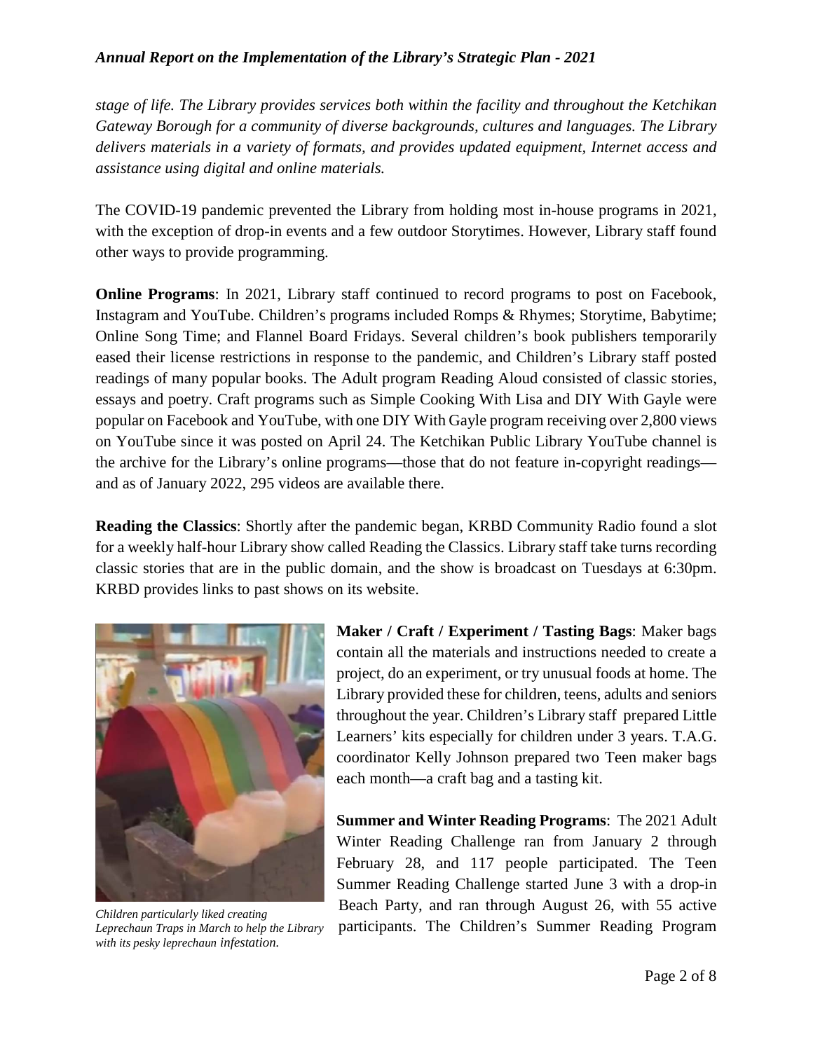*stage of life. The Library provides services both within the facility and throughout the Ketchikan Gateway Borough for a community of diverse backgrounds, cultures and languages. The Library delivers materials in a variety of formats, and provides updated equipment, Internet access and assistance using digital and online materials.*

The COVID-19 pandemic prevented the Library from holding most in-house programs in 2021, with the exception of drop-in events and a few outdoor Storytimes. However, Library staff found other ways to provide programming.

**Online Programs**: In 2021, Library staff continued to record programs to post on Facebook, Instagram and YouTube. Children's programs included Romps & Rhymes; Storytime, Babytime; Online Song Time; and Flannel Board Fridays. Several children's book publishers temporarily eased their license restrictions in response to the pandemic, and Children's Library staff posted readings of many popular books. The Adult program Reading Aloud consisted of classic stories, essays and poetry. Craft programs such as Simple Cooking With Lisa and DIY With Gayle were popular on Facebook and YouTube, with one DIY With Gayle program receiving over 2,800 views on YouTube since it was posted on April 24. The Ketchikan Public Library YouTube channel is the archive for the Library's online programs—those that do not feature in-copyright readings—and as of January 2022, 295 videos are available there.

**Reading the Classics**: Shortly after the pandemic began, KRBD Community Radio found a slot for a weekly half-hour Library show called Reading the Classics. Library staff take turns recording classic stories that are in the public domain, and the show is broadcast on Tuesdays at 6:30pm. KRBD provides links to past shows on its website.

*Children particularly liked creating Leprechaun Traps in March to help the Library with its pesky leprechaun infestation.*

**Maker / Craft / Experiment / Tasting Bags**: Maker bags contain all the materials and instructions needed to create a project, do an experiment, or try unusual foods at home. The Library provided these for children, teens, adults and seniors throughout the year. Children's Library staff prepared Little Learners' kits especially for children under 3 years. T.A.G. coordinator Kelly Johnson prepared two Teen maker bags each month—a craft bag and a tasting kit.

**Summer and Winter Reading Programs**: The 2021 Adult Winter Reading Challenge ran from January 2 through February 28, and 117 people participated. The Teen Summer Reading Challenge started June 3 with a drop-in Beach Party, and ran through August 26, with 55 active participants. The Children's Summer Reading Program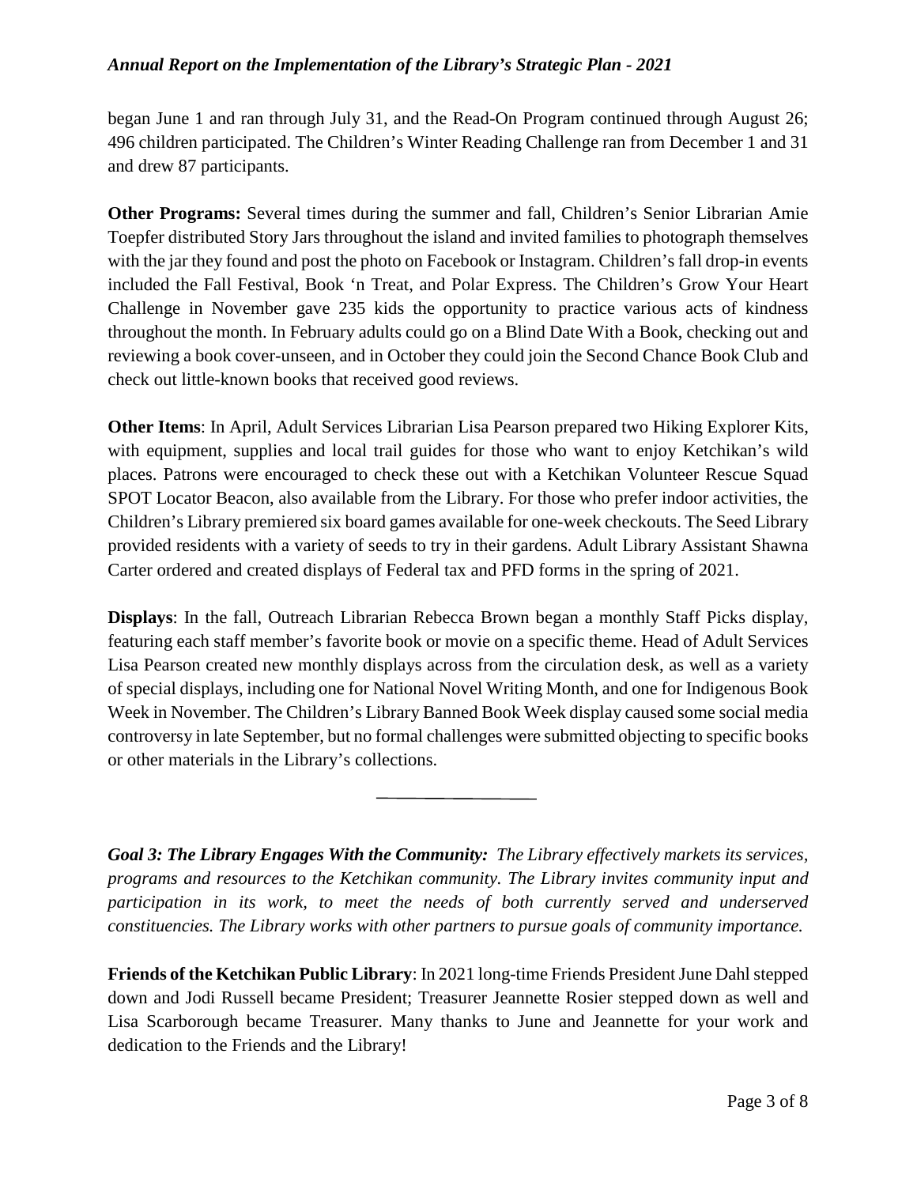began June 1 and ran through July 31, and the Read-On Program continued through August 26; 496 children participated. The Children's Winter Reading Challenge ran from December 1 and 31 and drew 87 participants.

**Other Programs:** Several times during the summer and fall, Children's Senior Librarian Amie Toepfer distributed Story Jars throughout the island and invited families to photograph themselves with the jar they found and post the photo on Facebook or Instagram. Children's fall drop-in events included the Fall Festival, Book 'n Treat, and Polar Express. The Children's Grow Your Heart Challenge in November gave 235 kids the opportunity to practice various acts of kindness throughout the month. In February adults could go on a Blind Date With a Book, checking out and reviewing a book cover-unseen, and in October they could join the Second Chance Book Club and check out little-known books that received good reviews.

**Other Items**: In April, Adult Services Librarian Lisa Pearson prepared two Hiking Explorer Kits, with equipment, supplies and local trail guides for those who want to enjoy Ketchikan's wild places. Patrons were encouraged to check these out with a Ketchikan Volunteer Rescue Squad SPOT Locator Beacon, also available from the Library. For those who prefer indoor activities, the Children's Library premiered six board games available for one-week checkouts. The Seed Library provided residents with a variety of seeds to try in their gardens. Adult Library Assistant Shawna Carter ordered and created displays of Federal tax and PFD forms in the spring of 2021.

**Displays**: In the fall, Outreach Librarian Rebecca Brown began a monthly Staff Picks display, featuring each staff member's favorite book or movie on a specific theme. Head of Adult Services Lisa Pearson created new monthly displays across from the circulation desk, as well as a variety of special displays, including one for National Novel Writing Month, and one for Indigenous Book Week in November. The Children's Library Banned Book Week display caused some social media controversy in late September, but no formal challenges were submitted objecting to specific books or other materials in the Library's collections.

---

***Goal 3: The Library Engages With the Community:*** *The Library effectively markets its services, programs and resources to the Ketchikan community. The Library invites community input and participation in its work, to meet the needs of both currently served and underserved constituencies. The Library works with other partners to pursue goals of community importance.*

**Friends of the Ketchikan Public Library**: In 2021 long-time Friends President June Dahl stepped down and Jodi Russell became President; Treasurer Jeannette Rosier stepped down as well and Lisa Scarborough became Treasurer. Many thanks to June and Jeannette for your work and dedication to the Friends and the Library!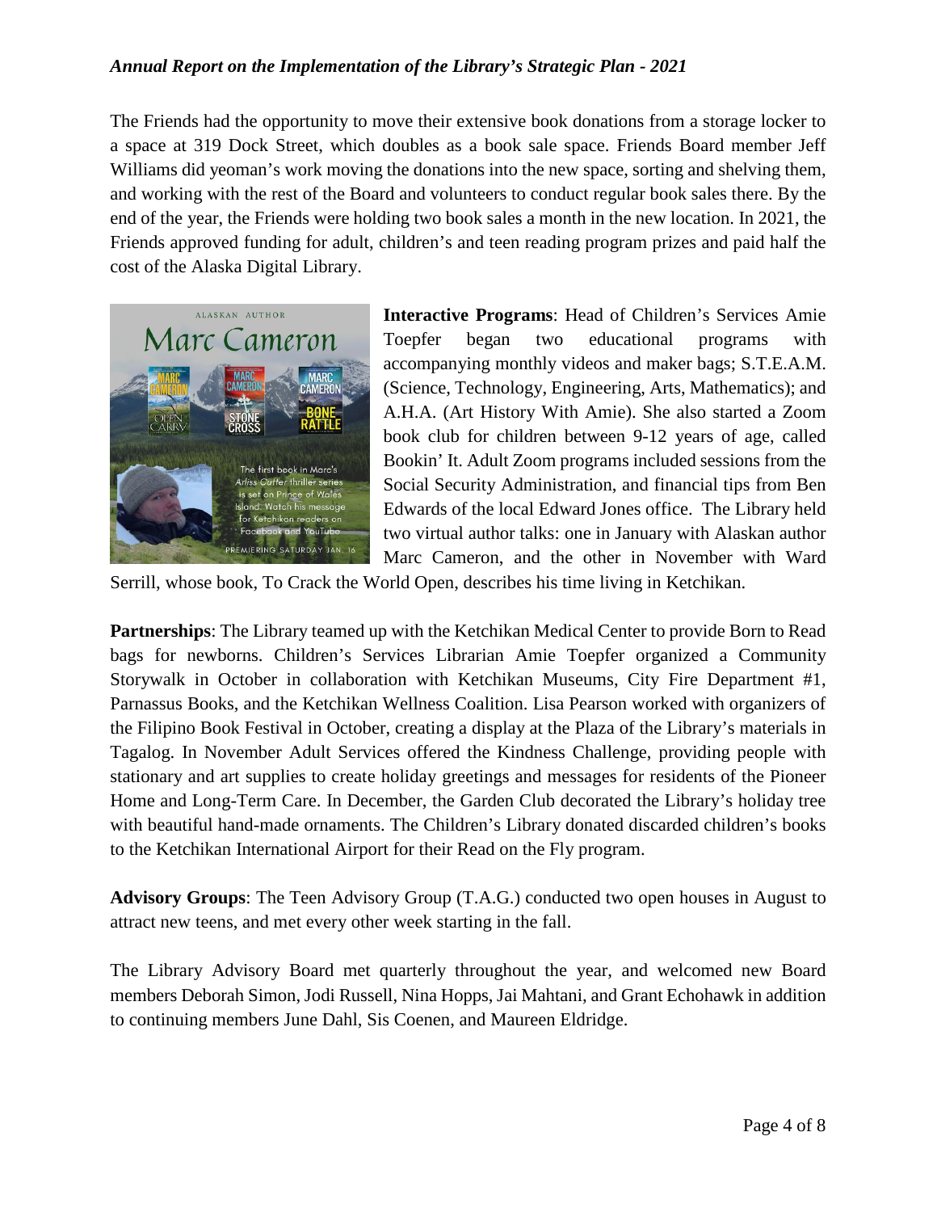The Friends had the opportunity to move their extensive book donations from a storage locker to a space at 319 Dock Street, which doubles as a book sale space. Friends Board member Jeff Williams did yeoman's work moving the donations into the new space, sorting and shelving them, and working with the rest of the Board and volunteers to conduct regular book sales there. By the end of the year, the Friends were holding two book sales a month in the new location. In 2021, the Friends approved funding for adult, children's and teen reading program prizes and paid half the cost of the Alaska Digital Library.

**Interactive Programs**: Head of Children's Services Amie Toepfer began two educational programs with accompanying monthly videos and maker bags; S.T.E.A.M. (Science, Technology, Engineering, Arts, Mathematics); and A.H.A. (Art History With Amie). She also started a Zoom book club for children between 9-12 years of age, called Bookin' It. Adult Zoom programs included sessions from the Social Security Administration, and financial tips from Ben Edwards of the local Edward Jones office. The Library held two virtual author talks: one in January with Alaskan author Marc Cameron, and the other in November with Ward Serrill, whose book, To Crack the World Open, describes his time living in Ketchikan.

**Partnerships**: The Library teamed up with the Ketchikan Medical Center to provide Born to Read bags for newborns. Children's Services Librarian Amie Toepfer organized a Community Storywalk in October in collaboration with Ketchikan Museums, City Fire Department #1, Parnassus Books, and the Ketchikan Wellness Coalition. Lisa Pearson worked with organizers of the Filipino Book Festival in October, creating a display at the Plaza of the Library's materials in Tagalog. In November Adult Services offered the Kindness Challenge, providing people with stationary and art supplies to create holiday greetings and messages for residents of the Pioneer Home and Long-Term Care. In December, the Garden Club decorated the Library's holiday tree with beautiful hand-made ornaments. The Children's Library donated discarded children's books to the Ketchikan International Airport for their Read on the Fly program.

**Advisory Groups**: The Teen Advisory Group (T.A.G.) conducted two open houses in August to attract new teens, and met every other week starting in the fall.

The Library Advisory Board met quarterly throughout the year, and welcomed new Board members Deborah Simon, Jodi Russell, Nina Hopps, Jai Mahtani, and Grant Echohawk in addition to continuing members June Dahl, Sis Coenen, and Maureen Eldridge.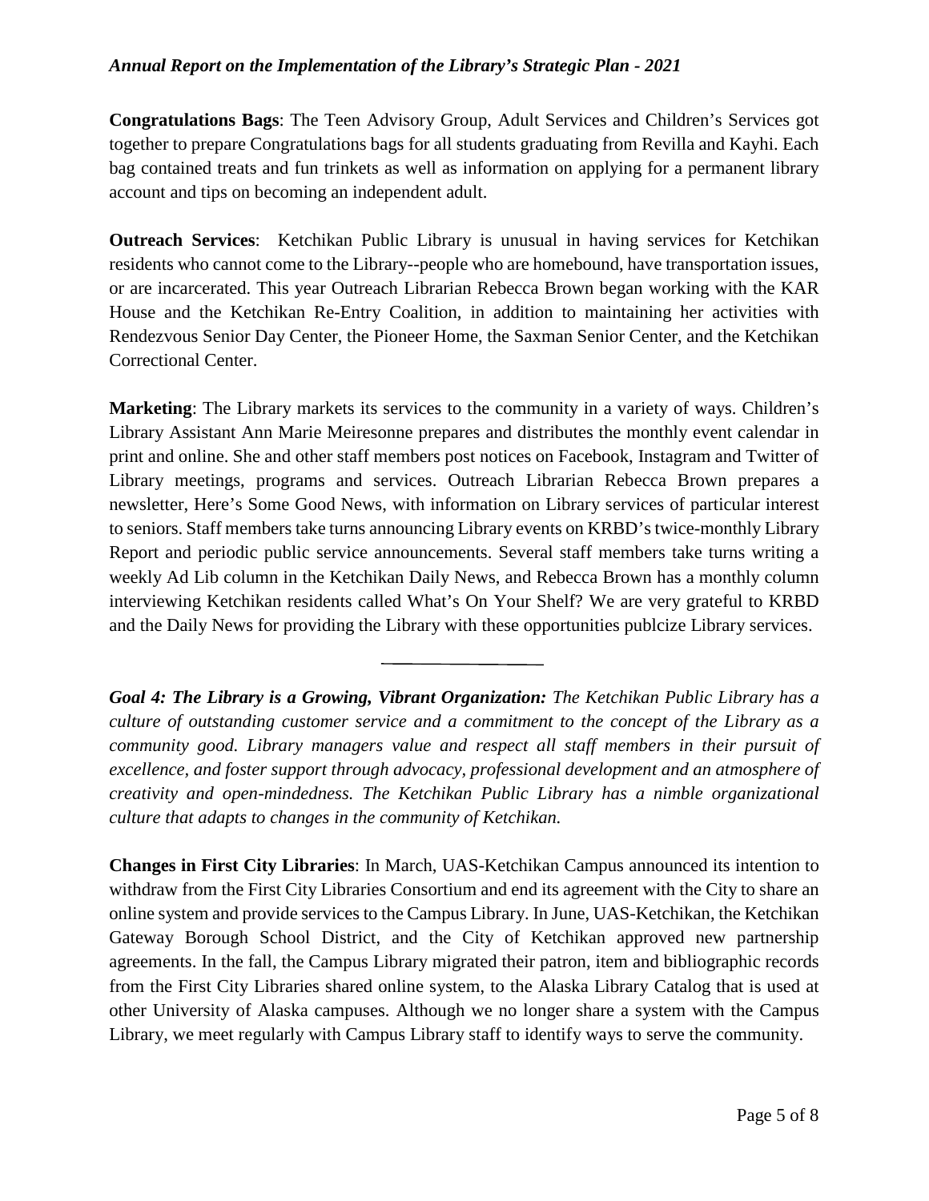**Congratulations Bags**: The Teen Advisory Group, Adult Services and Children's Services got together to prepare Congratulations bags for all students graduating from Revilla and Kayhi. Each bag contained treats and fun trinkets as well as information on applying for a permanent library account and tips on becoming an independent adult.

**Outreach Services**: Ketchikan Public Library is unusual in having services for Ketchikan residents who cannot come to the Library--people who are homebound, have transportation issues, or are incarcerated. This year Outreach Librarian Rebecca Brown began working with the KAR House and the Ketchikan Re-Entry Coalition, in addition to maintaining her activities with Rendezvous Senior Day Center, the Pioneer Home, the Saxman Senior Center, and the Ketchikan Correctional Center.

**Marketing**: The Library markets its services to the community in a variety of ways. Children's Library Assistant Ann Marie Meiresonne prepares and distributes the monthly event calendar in print and online. She and other staff members post notices on Facebook, Instagram and Twitter of Library meetings, programs and services. Outreach Librarian Rebecca Brown prepares a newsletter, Here's Some Good News, with information on Library services of particular interest to seniors. Staff members take turns announcing Library events on KRBD's twice-monthly Library Report and periodic public service announcements. Several staff members take turns writing a weekly Ad Lib column in the Ketchikan Daily News, and Rebecca Brown has a monthly column interviewing Ketchikan residents called What's On Your Shelf? We are very grateful to KRBD and the Daily News for providing the Library with these opportunities publcize Library services.

---

***Goal 4: The Library is a Growing, Vibrant Organization:*** *The Ketchikan Public Library has a culture of outstanding customer service and a commitment to the concept of the Library as a community good. Library managers value and respect all staff members in their pursuit of excellence, and foster support through advocacy, professional development and an atmosphere of creativity and open-mindedness. The Ketchikan Public Library has a nimble organizational culture that adapts to changes in the community of Ketchikan.*

**Changes in First City Libraries**: In March, UAS-Ketchikan Campus announced its intention to withdraw from the First City Libraries Consortium and end its agreement with the City to share an online system and provide services to the Campus Library. In June, UAS-Ketchikan, the Ketchikan Gateway Borough School District, and the City of Ketchikan approved new partnership agreements. In the fall, the Campus Library migrated their patron, item and bibliographic records from the First City Libraries shared online system, to the Alaska Library Catalog that is used at other University of Alaska campuses. Although we no longer share a system with the Campus Library, we meet regularly with Campus Library staff to identify ways to serve the community.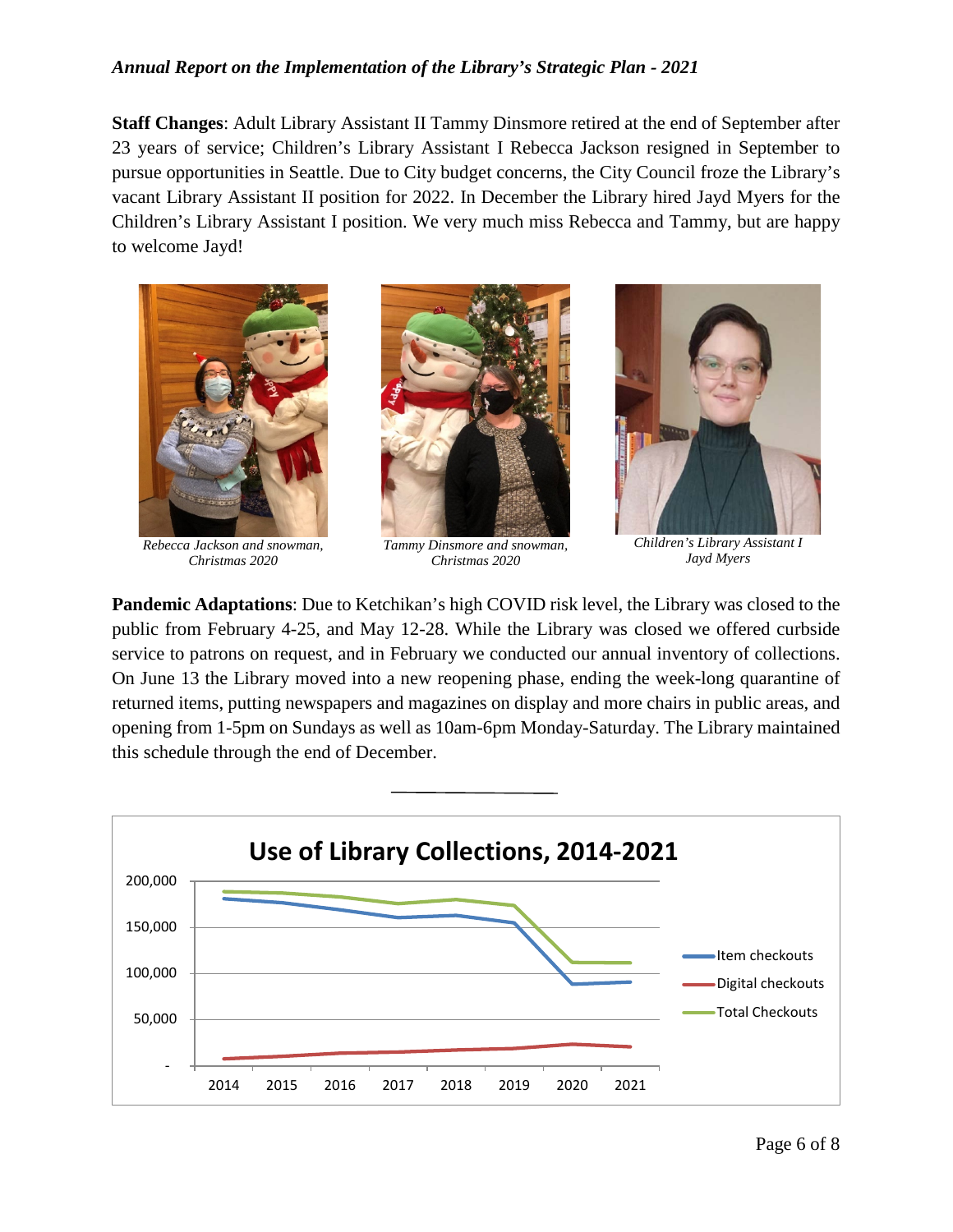**Staff Changes**: Adult Library Assistant II Tammy Dinsmore retired at the end of September after 23 years of service; Children's Library Assistant I Rebecca Jackson resigned in September to pursue opportunities in Seattle. Due to City budget concerns, the City Council froze the Library's vacant Library Assistant II position for 2022. In December the Library hired Jayd Myers for the Children's Library Assistant I position. We very much miss Rebecca and Tammy, but are happy to welcome Jayd!

*Rebecca Jackson and snowman, Christmas 2020*

*Tammy Dinsmore and snowman, Christmas 2020*

*Children's Library Assistant I Jayd Myers*

**Pandemic Adaptations**: Due to Ketchikan's high COVID risk level, the Library was closed to the public from February 4-25, and May 12-28. While the Library was closed we offered curbside service to patrons on request, and in February we conducted our annual inventory of collections. On June 13 the Library moved into a new reopening phase, ending the week-long quarantine of returned items, putting newspapers and magazines on display and more chairs in public areas, and opening from 1-5pm on Sundays as well as 10am-6pm Monday-Saturday. The Library maintained this schedule through the end of December.

---

**Use of Library Collections, 2014-2021**

Legend: Item checkouts; Digital checkouts; Total Checkouts

Y-axis: -, 50,000, 100,000, 150,000, 200,000

X-axis: 2014, 2015, 2016, 2017, 2018, 2019, 2020, 2021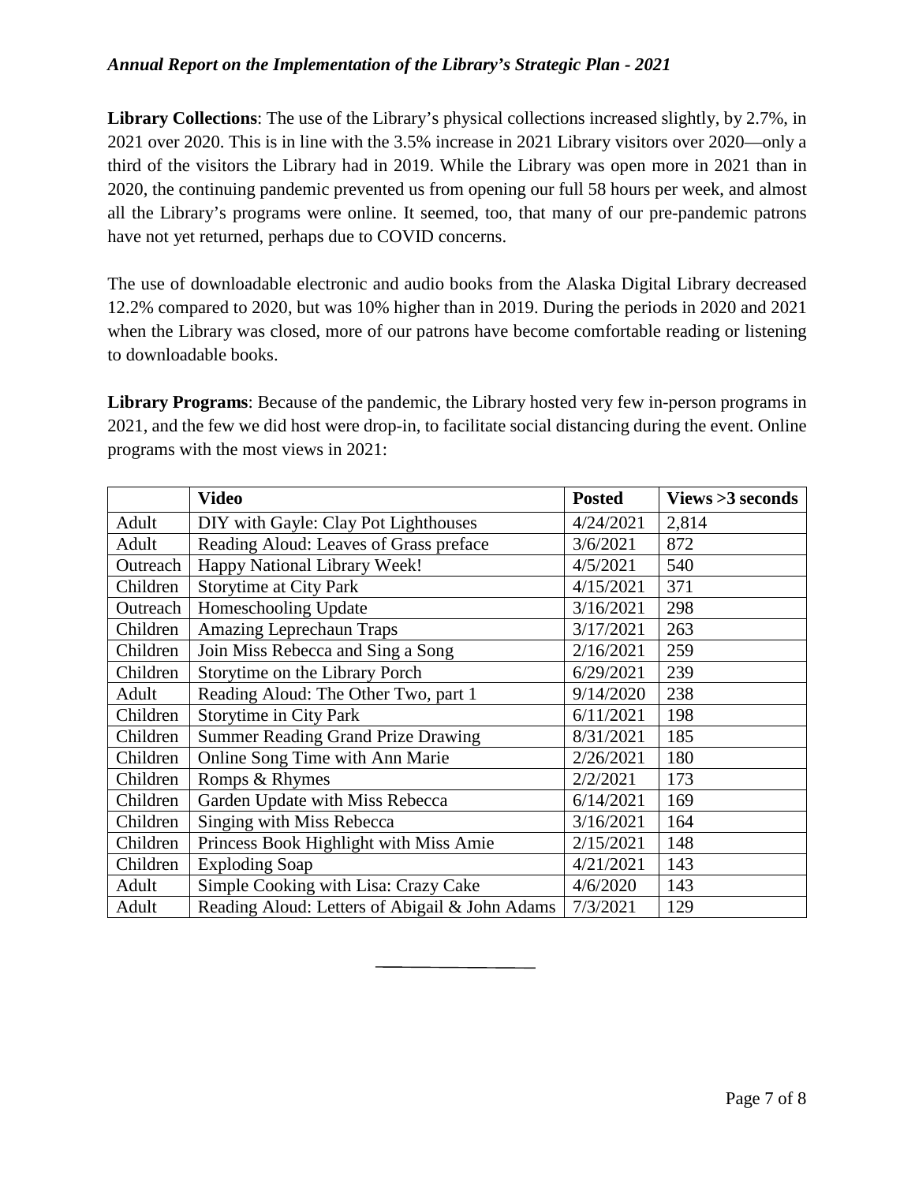**Library Collections**: The use of the Library's physical collections increased slightly, by 2.7%, in 2021 over 2020. This is in line with the 3.5% increase in 2021 Library visitors over 2020—only a third of the visitors the Library had in 2019. While the Library was open more in 2021 than in 2020, the continuing pandemic prevented us from opening our full 58 hours per week, and almost all the Library's programs were online. It seemed, too, that many of our pre-pandemic patrons have not yet returned, perhaps due to COVID concerns.

The use of downloadable electronic and audio books from the Alaska Digital Library decreased 12.2% compared to 2020, but was 10% higher than in 2019. During the periods in 2020 and 2021 when the Library was closed, more of our patrons have become comfortable reading or listening to downloadable books.

**Library Programs**: Because of the pandemic, the Library hosted very few in-person programs in 2021, and the few we did host were drop-in, to facilitate social distancing during the event. Online programs with the most views in 2021:

| | **Video** | **Posted** | **Views >3 seconds** |
|---|---|---|---|
| Adult | DIY with Gayle: Clay Pot Lighthouses | 4/24/2021 | 2,814 |
| Adult | Reading Aloud: Leaves of Grass preface | 3/6/2021 | 872 |
| Outreach | Happy National Library Week! | 4/5/2021 | 540 |
| Children | Storytime at City Park | 4/15/2021 | 371 |
| Outreach | Homeschooling Update | 3/16/2021 | 298 |
| Children | Amazing Leprechaun Traps | 3/17/2021 | 263 |
| Children | Join Miss Rebecca and Sing a Song | 2/16/2021 | 259 |
| Children | Storytime on the Library Porch | 6/29/2021 | 239 |
| Adult | Reading Aloud: The Other Two, part 1 | 9/14/2020 | 238 |
| Children | Storytime in City Park | 6/11/2021 | 198 |
| Children | Summer Reading Grand Prize Drawing | 8/31/2021 | 185 |
| Children | Online Song Time with Ann Marie | 2/26/2021 | 180 |
| Children | Romps & Rhymes | 2/2/2021 | 173 |
| Children | Garden Update with Miss Rebecca | 6/14/2021 | 169 |
| Children | Singing with Miss Rebecca | 3/16/2021 | 164 |
| Children | Princess Book Highlight with Miss Amie | 2/15/2021 | 148 |
| Children | Exploding Soap | 4/21/2021 | 143 |
| Adult | Simple Cooking with Lisa: Crazy Cake | 4/6/2020 | 143 |
| Adult | Reading Aloud: Letters of Abigail & John Adams | 7/3/2021 | 129 |

---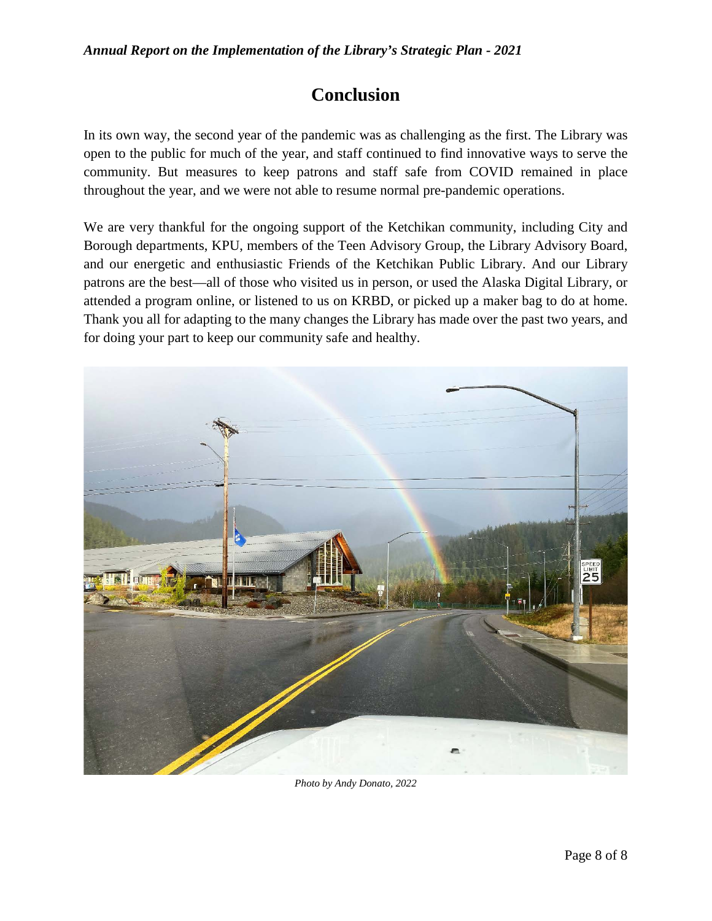# Conclusion

In its own way, the second year of the pandemic was as challenging as the first. The Library was open to the public for much of the year, and staff continued to find innovative ways to serve the community. But measures to keep patrons and staff safe from COVID remained in place throughout the year, and we were not able to resume normal pre-pandemic operations.

We are very thankful for the ongoing support of the Ketchikan community, including City and Borough departments, KPU, members of the Teen Advisory Group, the Library Advisory Board, and our energetic and enthusiastic Friends of the Ketchikan Public Library. And our Library patrons are the best—all of those who visited us in person, or used the Alaska Digital Library, or attended a program online, or listened to us on KRBD, or picked up a maker bag to do at home. Thank you all for adapting to the many changes the Library has made over the past two years, and for doing your part to keep our community safe and healthy.

*Photo by Andy Donato, 2022*